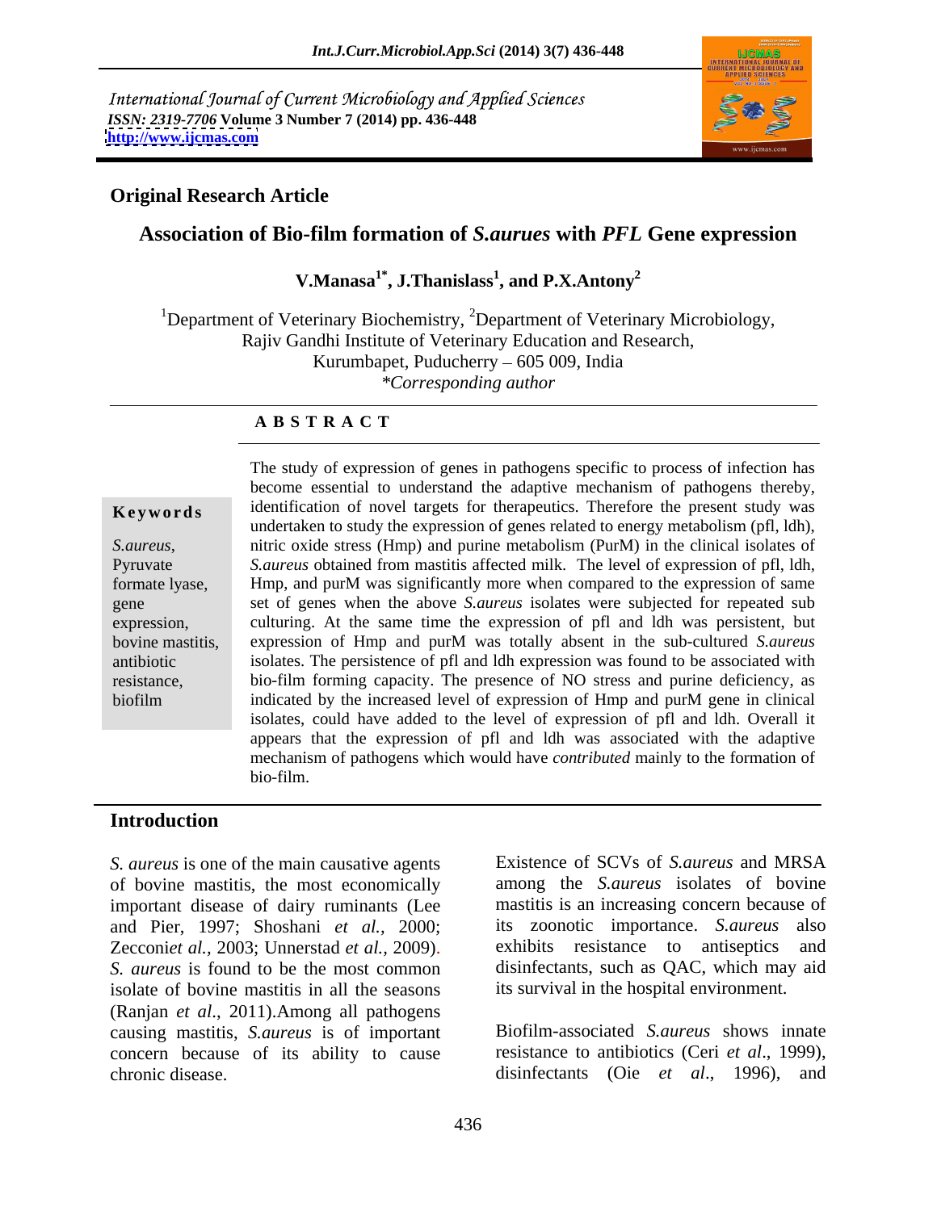International Journal of Current Microbiology and Applied Sciences
*ISSN: 2319-7706* **Volume 3 Number 7 (2014) pp. 436-448**
**http://www.ijcmas.com**

**Original Research Article**

# Association of Bio-film formation of *S.aurues* with *PFL* Gene expression

**V.Manasa[1*], J.Thanislass[1], and P.X.Antony[2]**

[1]Department of Veterinary Biochemistry, [2]Department of Veterinary Microbiology, Rajiv Gandhi Institute of Veterinary Education and Research, Kurumbapet, Puducherry – 605 009, India
*\*Corresponding author*

## A B S T R A C T

**Keywords**

*S.aureus*, Pyruvate formate lyase, gene expression, bovine mastitis, antibiotic resistance, biofilm

The study of expression of genes in pathogens specific to process of infection has become essential to understand the adaptive mechanism of pathogens thereby, identification of novel targets for therapeutics. Therefore the present study was undertaken to study the expression of genes related to energy metabolism (pfl, ldh), nitric oxide stress (Hmp) and purine metabolism (PurM) in the clinical isolates of *S.aureus* obtained from mastitis affected milk. The level of expression of pfl, ldh, Hmp, and purM was significantly more when compared to the expression of same set of genes when the above *S.aureus* isolates were subjected for repeated sub culturing. At the same time the expression of pfl and ldh was persistent, but expression of Hmp and purM was totally absent in the sub-cultured *S.aureus* isolates. The persistence of pfl and ldh expression was found to be associated with bio-film forming capacity. The presence of NO stress and purine deficiency, as indicated by the increased level of expression of Hmp and purM gene in clinical isolates, could have added to the level of expression of pfl and ldh. Overall it appears that the expression of pfl and ldh was associated with the adaptive mechanism of pathogens which would have *contributed* mainly to the formation of bio-film.

## Introduction

*S. aureus* is one of the main causative agents of bovine mastitis, the most economically important disease of dairy ruminants (Lee and Pier, 1997; Shoshani *et al.,* 2000; Zecconi*et al.,* 2003; Unnerstad *et al.,* 2009). *S. aureus* is found to be the most common isolate of bovine mastitis in all the seasons (Ranjan *et al*., 2011).Among all pathogens causing mastitis, *S.aureus* is of important concern because of its ability to cause chronic disease.

Existence of SCVs of *S.aureus* and MRSA among the *S.aureus* isolates of bovine mastitis is an increasing concern because of its zoonotic importance. *S.aureus* also exhibits resistance to antiseptics and disinfectants, such as QAC, which may aid its survival in the hospital environment.

Biofilm-associated *S.aureus* shows innate resistance to antibiotics (Ceri *et al*., 1999), disinfectants (Oie *et al*., 1996), and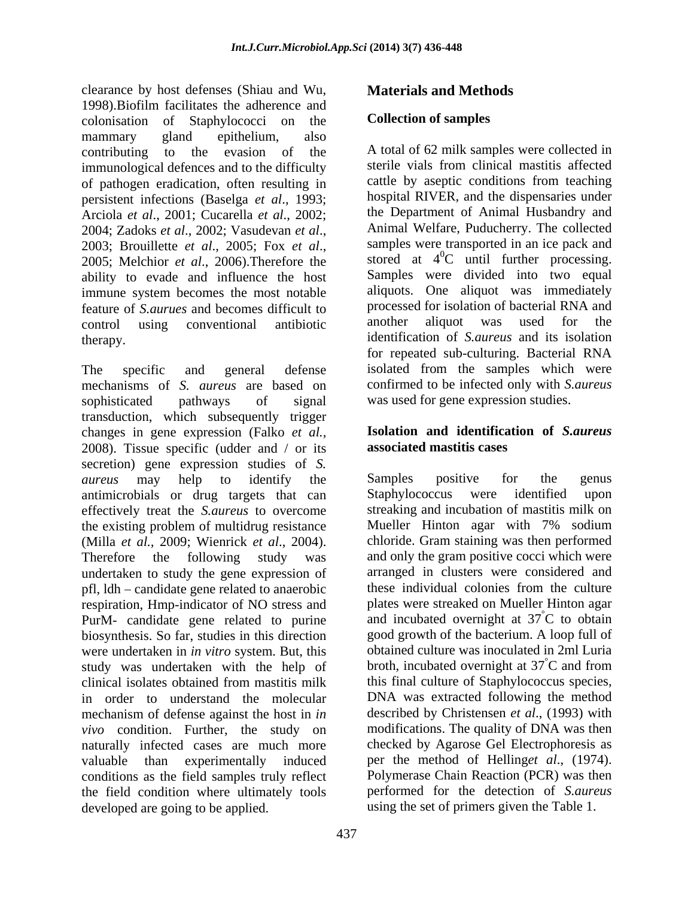clearance by host defenses (Shiau and Wu, 1998).Biofilm facilitates the adherence and colonisation of Staphylococci on the mammary gland epithelium, also contributing to the evasion of the immunological defences and to the difficulty of pathogen eradication, often resulting in persistent infections (Baselga *et al*., 1993; Arciola *et al*., 2001; Cucarella *et al*., 2002; 2004; Zadoks *et al*., 2002; Vasudevan *et al*., 2003; Brouillette *et al*., 2005; Fox *et al*., 2005; Melchior *et al*., 2006).Therefore the ability to evade and influence the host immune system becomes the most notable feature of *S.aurues* and becomes difficult to control using conventional antibiotic therapy.

The specific and general defense mechanisms of *S. aureus* are based on sophisticated pathways of signal transduction, which subsequently trigger changes in gene expression (Falko *et al.*, 2008). Tissue specific (udder and / or its secretion) gene expression studies of *S. aureus* may help to identify the antimicrobials or drug targets that can effectively treat the *S.aureus* to overcome the existing problem of multidrug resistance (Milla *et al.*, 2009; Wienrick *et al*., 2004). Therefore the following study was undertaken to study the gene expression of pfl, ldh – candidate gene related to anaerobic respiration, Hmp-indicator of NO stress and PurM- candidate gene related to purine biosynthesis. So far, studies in this direction were undertaken in *in vitro* system. But, this study was undertaken with the help of clinical isolates obtained from mastitis milk in order to understand the molecular mechanism of defense against the host in *in vivo* condition. Further, the study on naturally infected cases are much more valuable than experimentally induced conditions as the field samples truly reflect the field condition where ultimately tools developed are going to be applied.

## Materials and Methods

### Collection of samples

A total of 62 milk samples were collected in sterile vials from clinical mastitis affected cattle by aseptic conditions from teaching hospital RIVER, and the dispensaries under the Department of Animal Husbandry and Animal Welfare, Puducherry. The collected samples were transported in an ice pack and stored at $4^0$C until further processing. Samples were divided into two equal aliquots. One aliquot was immediately processed for isolation of bacterial RNA and another aliquot was used for the identification of *S.aureus* and its isolation for repeated sub-culturing. Bacterial RNA isolated from the samples which were confirmed to be infected only with *S.aureus* was used for gene expression studies.

### Isolation and identification of *S.aureus* associated mastitis cases

Samples positive for the genus Staphylococcus were identified upon streaking and incubation of mastitis milk on Mueller Hinton agar with 7% sodium chloride. Gram staining was then performed and only the gram positive cocci which were arranged in clusters were considered and these individual colonies from the culture plates were streaked on Mueller Hinton agar and incubated overnight at $37^{\circ}$C to obtain good growth of the bacterium. A loop full of obtained culture was inoculated in 2ml Luria broth, incubated overnight at $37^{\circ}$C and from this final culture of Staphylococcus species, DNA was extracted following the method described by Christensen *et al*., (1993) with modifications. The quality of DNA was then checked by Agarose Gel Electrophoresis as per the method of Helling*et al*., (1974). Polymerase Chain Reaction (PCR) was then performed for the detection of *S.aureus* using the set of primers given the Table 1.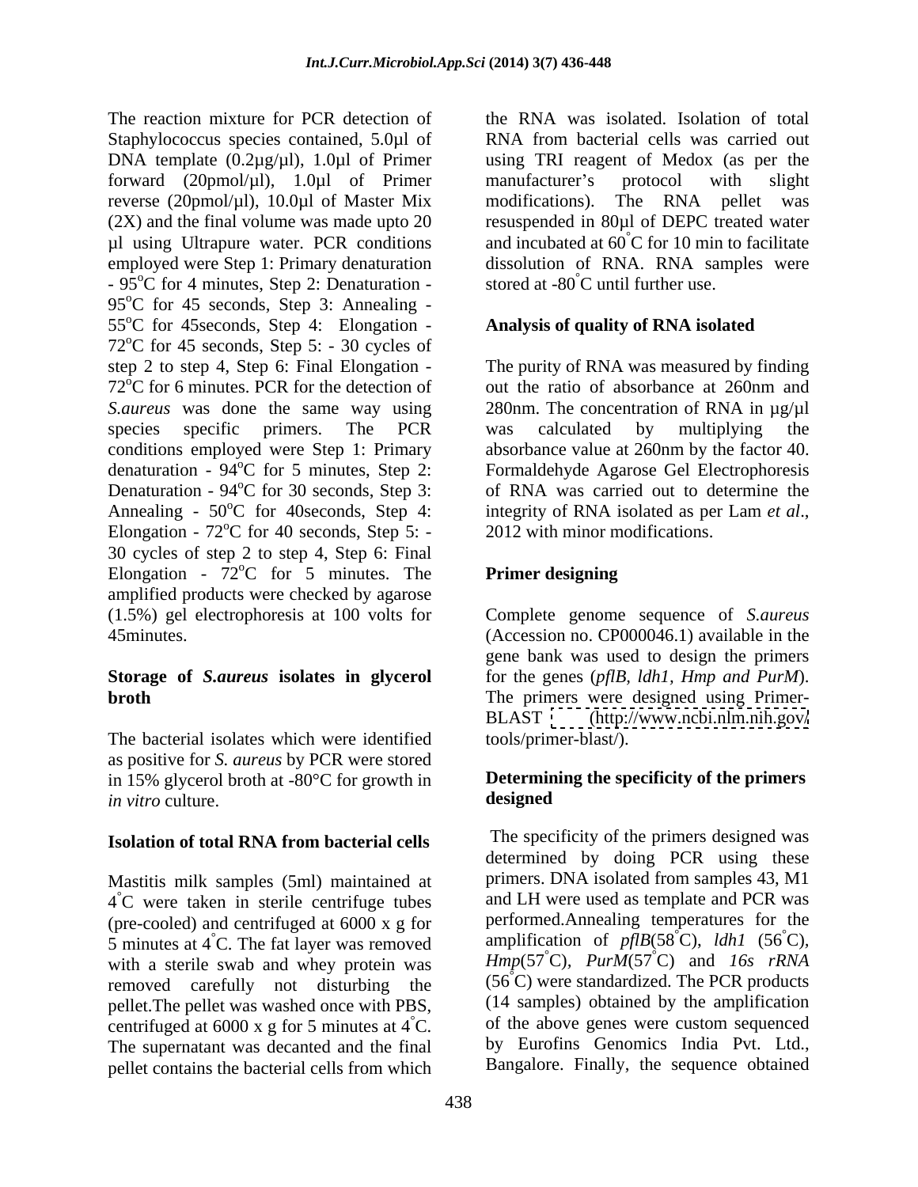The reaction mixture for PCR detection of Staphylococcus species contained, 5.0µl of DNA template (0.2µg/µl), 1.0µl of Primer forward (20pmol/µl), 1.0µl of Primer reverse (20pmol/µl), 10.0µl of Master Mix (2X) and the final volume was made upto 20 µl using Ultrapure water. PCR conditions employed were Step 1: Primary denaturation - 95°C for 4 minutes, Step 2: Denaturation - 95°C for 45 seconds, Step 3: Annealing - 55°C for 45seconds, Step 4: Elongation - 72°C for 45 seconds, Step 5: - 30 cycles of step 2 to step 4, Step 6: Final Elongation - 72°C for 6 minutes. PCR for the detection of *S.aureus* was done the same way using species specific primers. The PCR conditions employed were Step 1: Primary denaturation - 94°C for 5 minutes, Step 2: Denaturation - 94°C for 30 seconds, Step 3: Annealing - 50°C for 40seconds, Step 4: Elongation - 72°C for 40 seconds, Step 5: - 30 cycles of step 2 to step 4, Step 6: Final Elongation - 72°C for 5 minutes. The amplified products were checked by agarose (1.5%) gel electrophoresis at 100 volts for 45minutes.

### Storage of *S.aureus* isolates in glycerol broth

The bacterial isolates which were identified as positive for *S. aureus* by PCR were stored in 15% glycerol broth at -80°C for growth in *in vitro* culture.

### Isolation of total RNA from bacterial cells

Mastitis milk samples (5ml) maintained at 4°C were taken in sterile centrifuge tubes (pre-cooled) and centrifuged at 6000 x g for 5 minutes at 4°C. The fat layer was removed with a sterile swab and whey protein was removed carefully not disturbing the pellet.The pellet was washed once with PBS, centrifuged at 6000 x g for 5 minutes at 4°C. The supernatant was decanted and the final pellet contains the bacterial cells from which the RNA was isolated. Isolation of total RNA from bacterial cells was carried out using TRI reagent of Medox (as per the manufacturer's protocol with slight modifications). The RNA pellet was resuspended in 80µl of DEPC treated water and incubated at 60°C for 10 min to facilitate dissolution of RNA. RNA samples were stored at -80°C until further use.

### Analysis of quality of RNA isolated

The purity of RNA was measured by finding out the ratio of absorbance at 260nm and 280nm. The concentration of RNA in µg/µl was calculated by multiplying the absorbance value at 260nm by the factor 40. Formaldehyde Agarose Gel Electrophoresis of RNA was carried out to determine the integrity of RNA isolated as per Lam *et al*., 2012 with minor modifications.

### Primer designing

Complete genome sequence of *S.aureus* (Accession no. CP000046.1) available in the gene bank was used to design the primers for the genes (*pflB, ldh1, Hmp and PurM*). The primers were designed using Primer-BLAST (http://www.ncbi.nlm.nih.gov/tools/primer-blast/).

### Determining the specificity of the primers designed

The specificity of the primers designed was determined by doing PCR using these primers. DNA isolated from samples 43, M1 and LH were used as template and PCR was performed.Annealing temperatures for the amplification of *pflB*(58°C), *ldh1* (56°C), *Hmp*(57°C), *PurM*(57°C) and *16s rRNA* (56°C) were standardized. The PCR products (14 samples) obtained by the amplification of the above genes were custom sequenced by Eurofins Genomics India Pvt. Ltd., Bangalore. Finally, the sequence obtained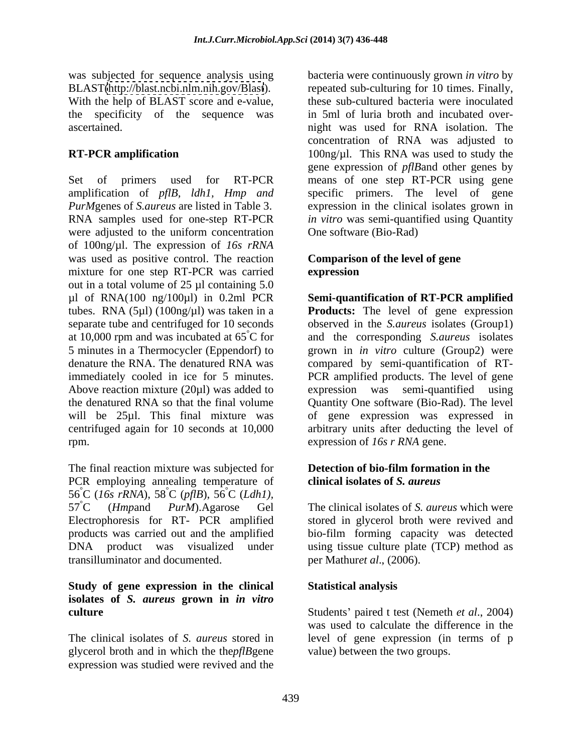was subjected for sequence analysis using BLAST(http://blast.ncbi.nlm.nih.gov/Blast). With the help of BLAST score and e-value, the specificity of the sequence was ascertained.

**RT-PCR amplification**

Set of primers used for RT-PCR amplification of *pflB, ldh1, Hmp and PurM*genes of *S.aureus* are listed in Table 3. RNA samples used for one-step RT-PCR were adjusted to the uniform concentration of 100ng/µl. The expression of *16s rRNA* was used as positive control. The reaction mixture for one step RT-PCR was carried out in a total volume of 25 µl containing 5.0 µl of RNA(100 ng/100µl) in 0.2ml PCR tubes. RNA (5µl) (100ng/µl) was taken in a separate tube and centrifuged for 10 seconds at 10,000 rpm and was incubated at 65°C for 5 minutes in a Thermocycler (Eppendorf) to denature the RNA. The denatured RNA was immediately cooled in ice for 5 minutes. Above reaction mixture (20µl) was added to the denatured RNA so that the final volume will be 25µl. This final mixture was centrifuged again for 10 seconds at 10,000 rpm.

The final reaction mixture was subjected for PCR employing annealing temperature of 56°C (*16s rRNA*), 58°C (*pflB*), 56°C (*Ldh1)*, 57°C (*Hmp*and *PurM*).Agarose Gel Electrophoresis for RT- PCR amplified products was carried out and the amplified DNA product was visualized under transilluminator and documented.

**Study of gene expression in the clinical isolates of *S. aureus* grown in *in vitro* culture**

The clinical isolates of *S. aureus* stored in glycerol broth and in which the the*pflB*gene expression was studied were revived and the bacteria were continuously grown *in vitro* by repeated sub-culturing for 10 times. Finally, these sub-cultured bacteria were inoculated in 5ml of luria broth and incubated over-night was used for RNA isolation. The concentration of RNA was adjusted to 100ng/µl. This RNA was used to study the gene expression of *pflB*and other genes by means of one step RT-PCR using gene specific primers. The level of gene expression in the clinical isolates grown in *in vitro* was semi-quantified using Quantity One software (Bio-Rad)

**Comparison of the level of gene expression**

**Semi-quantification of RT-PCR amplified Products:** The level of gene expression observed in the *S.aureus* isolates (Group1) and the corresponding *S.aureus* isolates grown in *in vitro* culture (Group2) were compared by semi-quantification of RT-PCR amplified products. The level of gene expression was semi-quantified using Quantity One software (Bio-Rad). The level of gene expression was expressed in arbitrary units after deducting the level of expression of *16s r RNA* gene.

**Detection of bio-film formation in the clinical isolates of *S. aureus***

The clinical isolates of *S. aureus* which were stored in glycerol broth were revived and bio-film forming capacity was detected using tissue culture plate (TCP) method as per Mathur*et al*., (2006).

**Statistical analysis**

Students' paired t test (Nemeth *et al*., 2004) was used to calculate the difference in the level of gene expression (in terms of p value) between the two groups.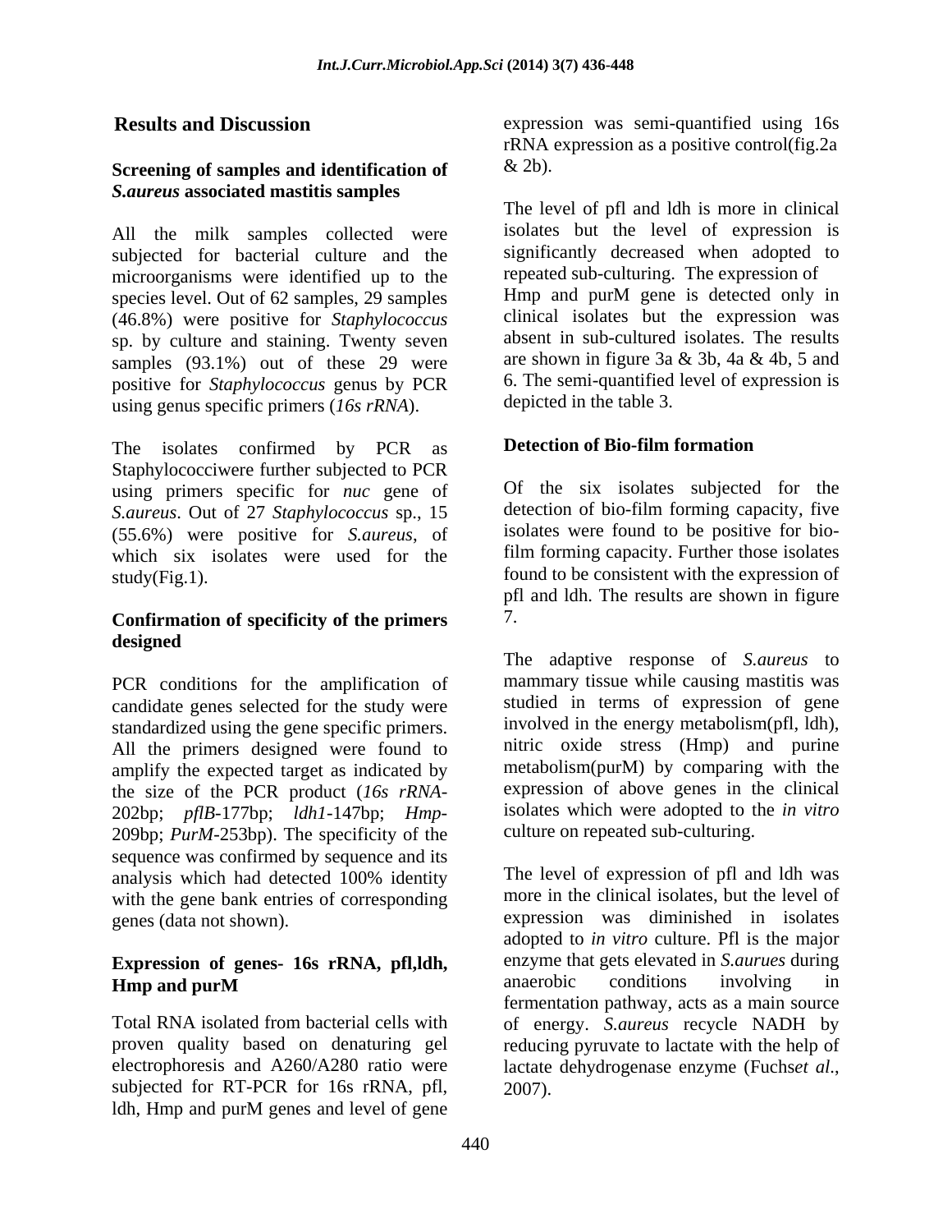## Results and Discussion

### Screening of samples and identification of *S.aureus* associated mastitis samples

All the milk samples collected were subjected for bacterial culture and the microorganisms were identified up to the species level. Out of 62 samples, 29 samples (46.8%) were positive for *Staphylococcus* sp. by culture and staining. Twenty seven samples (93.1%) out of these 29 were positive for *Staphylococcus* genus by PCR using genus specific primers (*16s rRNA*).

The isolates confirmed by PCR as Staphylococciwere further subjected to PCR using primers specific for *nuc* gene of *S.aureus*. Out of 27 *Staphylococcus* sp., 15 (55.6%) were positive for *S.aureus*, of which six isolates were used for the study(Fig.1).

### Confirmation of specificity of the primers designed

PCR conditions for the amplification of candidate genes selected for the study were standardized using the gene specific primers. All the primers designed were found to amplify the expected target as indicated by the size of the PCR product (*16s rRNA*-202bp; *pflB*-177bp; *ldh1*-147bp; *Hmp*-209bp; *PurM*-253bp). The specificity of the sequence was confirmed by sequence and its analysis which had detected 100% identity with the gene bank entries of corresponding genes (data not shown).

### Expression of genes- 16s rRNA, pfl,ldh, Hmp and purM

Total RNA isolated from bacterial cells with proven quality based on denaturing gel electrophoresis and A260/A280 ratio were subjected for RT-PCR for 16s rRNA, pfl, ldh, Hmp and purM genes and level of gene expression was semi-quantified using 16s rRNA expression as a positive control(fig.2a & 2b).

The level of pfl and ldh is more in clinical isolates but the level of expression is significantly decreased when adopted to repeated sub-culturing. The expression of Hmp and purM gene is detected only in clinical isolates but the expression was absent in sub-cultured isolates. The results are shown in figure 3a & 3b, 4a & 4b, 5 and 6. The semi-quantified level of expression is depicted in the table 3.

### Detection of Bio-film formation

Of the six isolates subjected for the detection of bio-film forming capacity, five isolates were found to be positive for bio-film forming capacity. Further those isolates found to be consistent with the expression of pfl and ldh. The results are shown in figure 7.

The adaptive response of *S.aureus* to mammary tissue while causing mastitis was studied in terms of expression of gene involved in the energy metabolism(pfl, ldh), nitric oxide stress (Hmp) and purine metabolism(purM) by comparing with the expression of above genes in the clinical isolates which were adopted to the *in vitro* culture on repeated sub-culturing.

The level of expression of pfl and ldh was more in the clinical isolates, but the level of expression was diminished in isolates adopted to *in vitro* culture. Pfl is the major enzyme that gets elevated in *S.aurues* during anaerobic conditions involving in fermentation pathway, acts as a main source of energy. *S.aureus* recycle NADH by reducing pyruvate to lactate with the help of lactate dehydrogenase enzyme (Fuchs*et al*., 2007).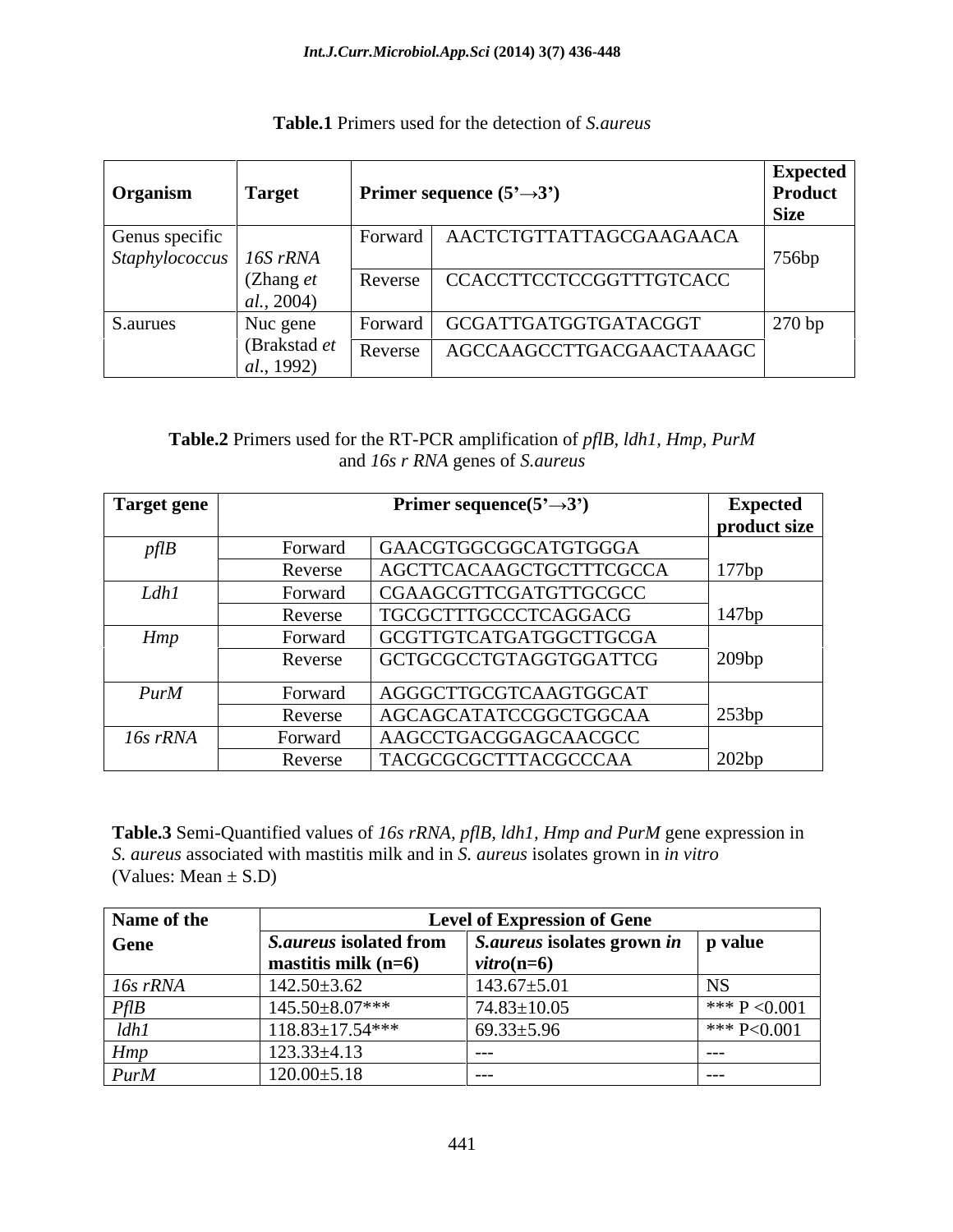**Table.1** Primers used for the detection of *S.aureus*

| Organism | Target | Primer sequence (5'→3') | | Expected Product Size |
|---|---|---|---|---|
| Genus specific *Staphylococcus* | *16S rRNA* (Zhang *et al.*, 2004) | Forward | AACTCTGTTATTAGCGAAGAACA | 756bp |
| | | Reverse | CCACCTTCCTCCGGTTTGTCACC | |
| S.aurues | Nuc gene (Brakstad *et al.*, 1992) | Forward | GCGATTGATGGTGATACGGT | 270 bp |
| | | Reverse | AGCCAAGCCTTGACGAACTAAAGC | |

**Table.2** Primers used for the RT-PCR amplification of *pflB, ldh1, Hmp, PurM* and *16s r RNA* genes of *S.aureus*

| Target gene | Primer sequence(5'→3') | | Expected product size |
|---|---|---|---|
| *pflB* | Forward | GAACGTGGCGGCATGTGGGA | 177bp |
| | Reverse | AGCTTCACAAGCTGCTTTCGCCA | |
| *Ldh1* | Forward | CGAAGCGTTCGATGTTGCGCC | 147bp |
| | Reverse | TGCGCTTTGCCCTCAGGACG | |
| *Hmp* | Forward | GCGTTGTCATGATGGCTTGCGA | 209bp |
| | Reverse | GCTGCGCCTGTAGGTGGATTCG | |
| *PurM* | Forward | AGGGCTTGCGTCAAGTGGCAT | 253bp |
| | Reverse | AGCAGCATATCCGGCTGGCAA | |
| *16s rRNA* | Forward | AAGCCTGACGGAGCAACGCC | 202bp |
| | Reverse | TACGCGCGCTTTACGCCCAA | |

**Table.3** Semi-Quantified values of *16s rRNA, pflB, ldh1, Hmp and PurM* gene expression in *S. aureus* associated with mastitis milk and in *S. aureus* isolates grown in *in vitro*
(Values: Mean ± S.D)

| Name of the Gene | Level of Expression of Gene | | |
|---|---|---|---|
| | ***S.aureus* isolated from mastitis milk (n=6)** | ***S.aureus* isolates grown *in vitro*(n=6)** | **p value** |
| *16s rRNA* | 142.50±3.62 | 143.67±5.01 | NS |
| *PflB* | 145.50±8.07*** | 74.83±10.05 | *** P <0.001 |
| *ldh1* | 118.83±17.54*** | 69.33±5.96 | *** P<0.001 |
| *Hmp* | 123.33±4.13 | --- | --- |
| *PurM* | 120.00±5.18 | --- | --- |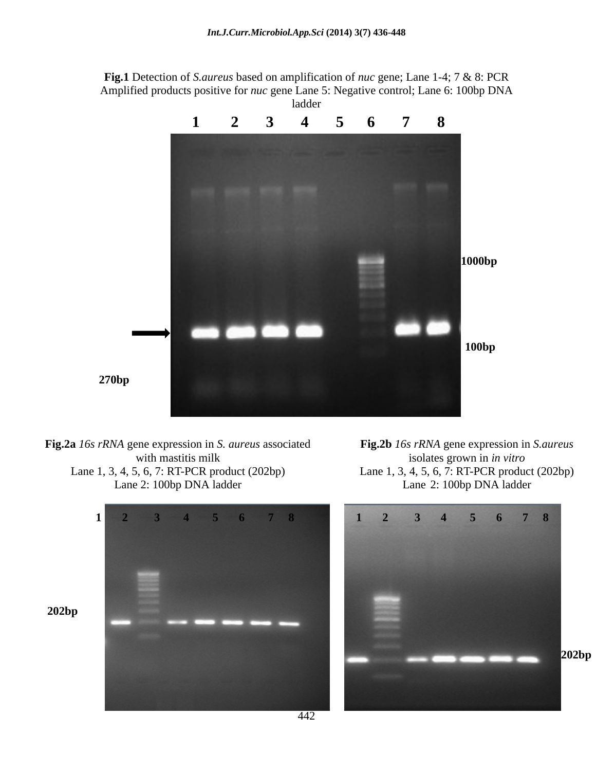**Fig.1** Detection of *S.aureus* based on amplification of *nuc* gene; Lane 1-4; 7 & 8: PCR Amplified products positive for *nuc* gene Lane 5: Negative control; Lane 6: 100bp DNA ladder

**Fig.2a** *16s rRNA* gene expression in *S. aureus* associated with mastitis milk
Lane 1, 3, 4, 5, 6, 7: RT-PCR product (202bp)
Lane 2: 100bp DNA ladder

**Fig.2b** *16s rRNA* gene expression in *S.aureus* isolates grown in *in vitro*
Lane 1, 3, 4, 5, 6, 7: RT-PCR product (202bp)
Lane 2: 100bp DNA ladder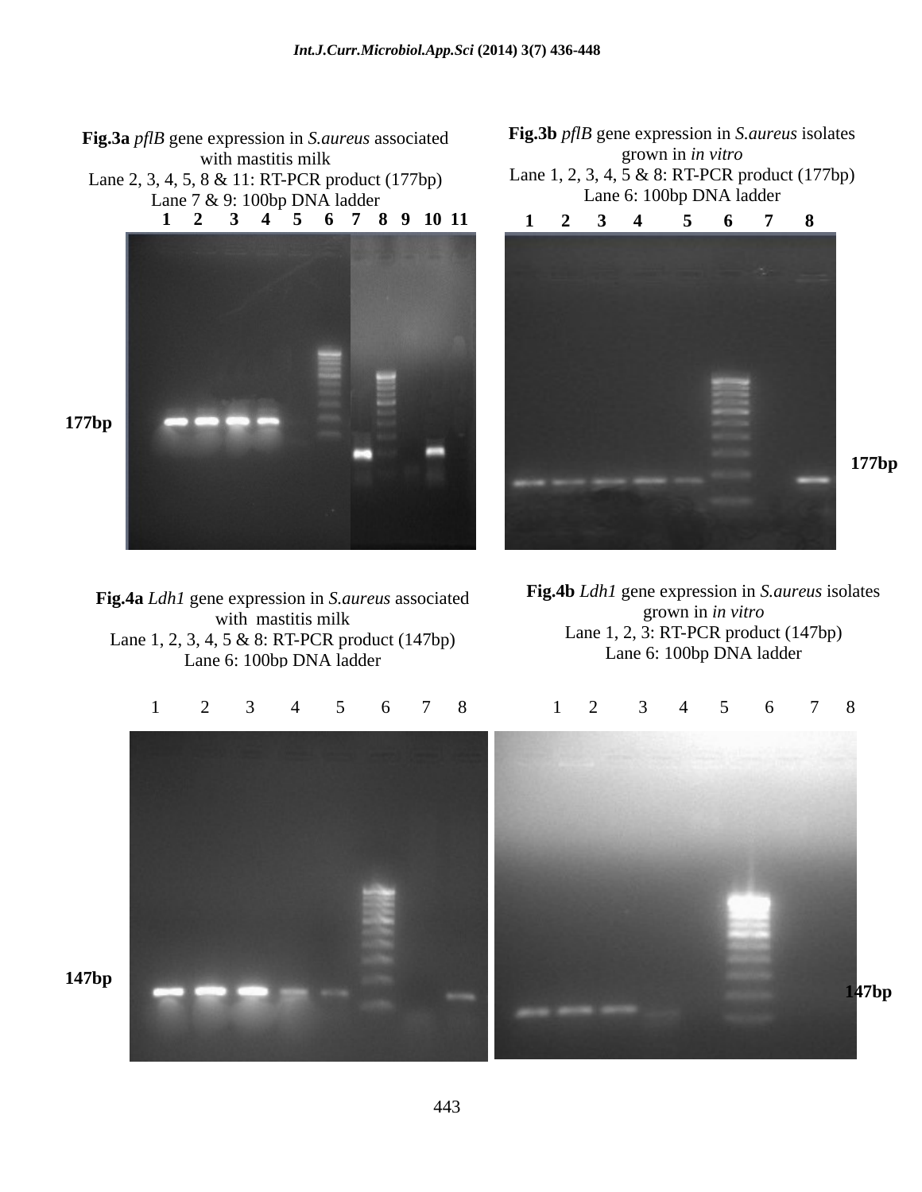**Fig.3a** *pflB* gene expression in *S.aureus* associated with mastitis milk
Lane 2, 3, 4, 5, 8 & 11: RT-PCR product (177bp)
Lane 7 & 9: 100bp DNA ladder

**Fig.3b** *pflB* gene expression in *S.aureus* isolates grown in *in vitro*
Lane 1, 2, 3, 4, 5 & 8: RT-PCR product (177bp)
Lane 6: 100bp DNA ladder

**Fig.4a** *Ldh1* gene expression in *S.aureus* associated with mastitis milk
Lane 1, 2, 3, 4, 5 & 8: RT-PCR product (147bp)
Lane 6: 100bp DNA ladder

**Fig.4b** *Ldh1* gene expression in *S.aureus* isolates grown in *in vitro*
Lane 1, 2, 3: RT-PCR product (147bp)
Lane 6: 100bp DNA ladder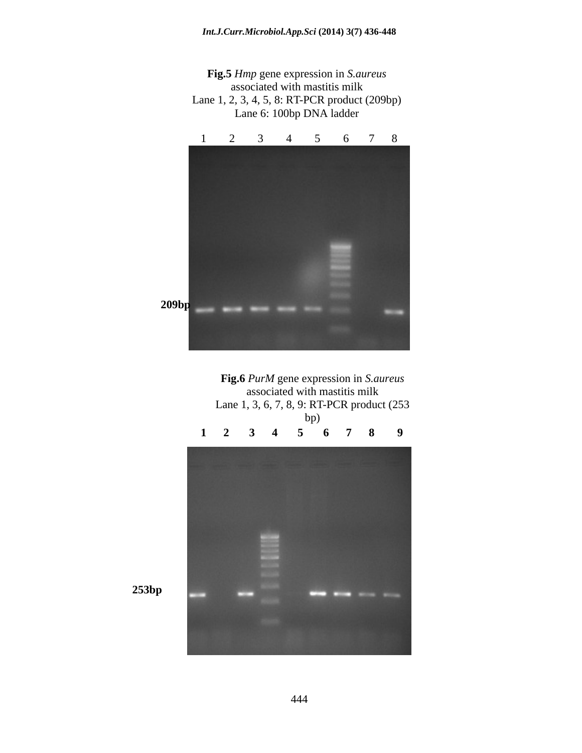**Fig.5** *Hmp* gene expression in *S.aureus* associated with mastitis milk
Lane 1, 2, 3, 4, 5, 8: RT-PCR product (209bp)
Lane 6: 100bp DNA ladder

**Fig.6** *PurM* gene expression in *S.aureus* associated with mastitis milk
Lane 1, 3, 6, 7, 8, 9: RT-PCR product (253 bp)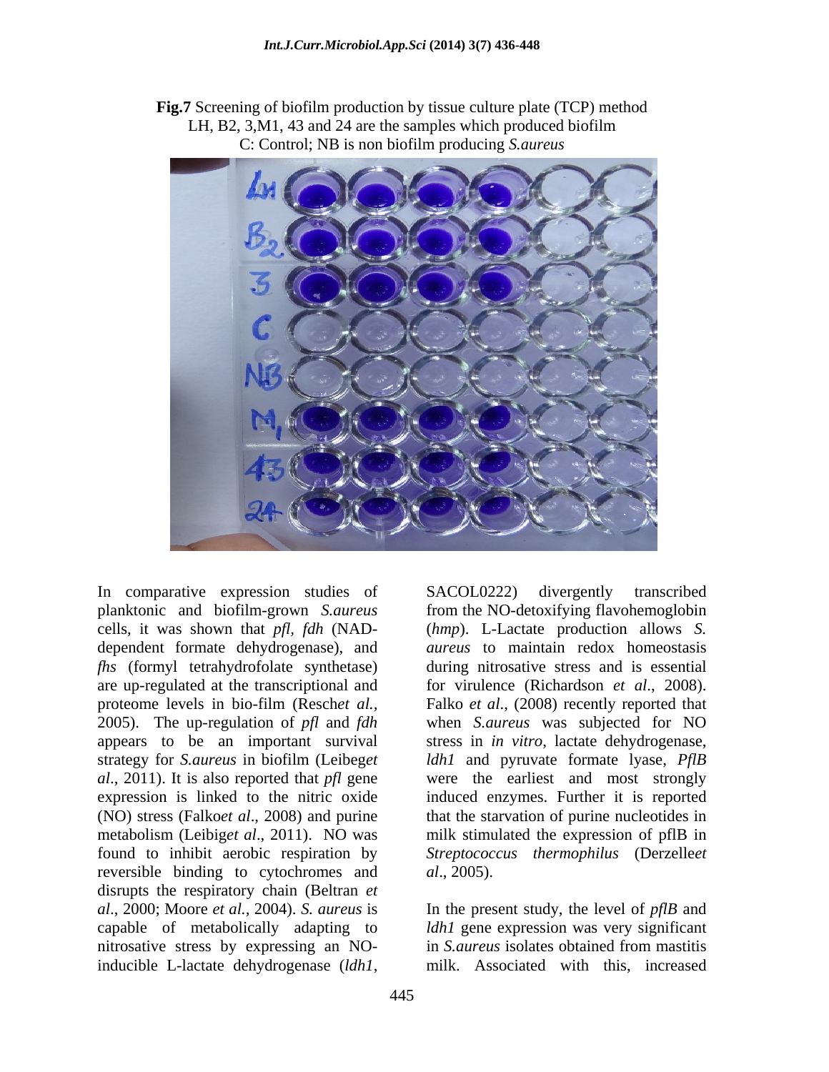**Fig.7** Screening of biofilm production by tissue culture plate (TCP) method LH, B2, 3,M1, 43 and 24 are the samples which produced biofilm C: Control; NB is non biofilm producing *S.aureus*

In comparative expression studies of planktonic and biofilm-grown *S.aureus* cells, it was shown that *pfl*, *fdh* (NAD-dependent formate dehydrogenase), and *fhs* (formyl tetrahydrofolate synthetase) are up-regulated at the transcriptional and proteome levels in bio-film (Resch*et al.*, 2005). The up-regulation of *pfl* and *fdh* appears to be an important survival strategy for *S.aureus* in biofilm (Leibeg*et al*., 2011). It is also reported that *pfl* gene expression is linked to the nitric oxide (NO) stress (Falko*et al*., 2008) and purine metabolism (Leibig*et al*., 2011). NO was found to inhibit aerobic respiration by reversible binding to cytochromes and disrupts the respiratory chain (Beltran *et al*., 2000; Moore *et al.*, 2004). *S. aureus* is capable of metabolically adapting to nitrosative stress by expressing an NO-inducible L-lactate dehydrogenase (*ldh1*, SACOL0222) divergently transcribed from the NO-detoxifying flavohemoglobin (*hmp*). L-Lactate production allows *S. aureus* to maintain redox homeostasis during nitrosative stress and is essential for virulence (Richardson *et al*., 2008). Falko *et al*., (2008) recently reported that when *S.aureus* was subjected for NO stress in *in vitro*, lactate dehydrogenase, *ldh1* and pyruvate formate lyase, *PflB* were the earliest and most strongly induced enzymes. Further it is reported that the starvation of purine nucleotides in milk stimulated the expression of pflB in *Streptococcus thermophilus* (Derzelle*et al*., 2005).

In the present study, the level of *pflB* and *ldh1* gene expression was very significant in *S.aureus* isolates obtained from mastitis milk. Associated with this, increased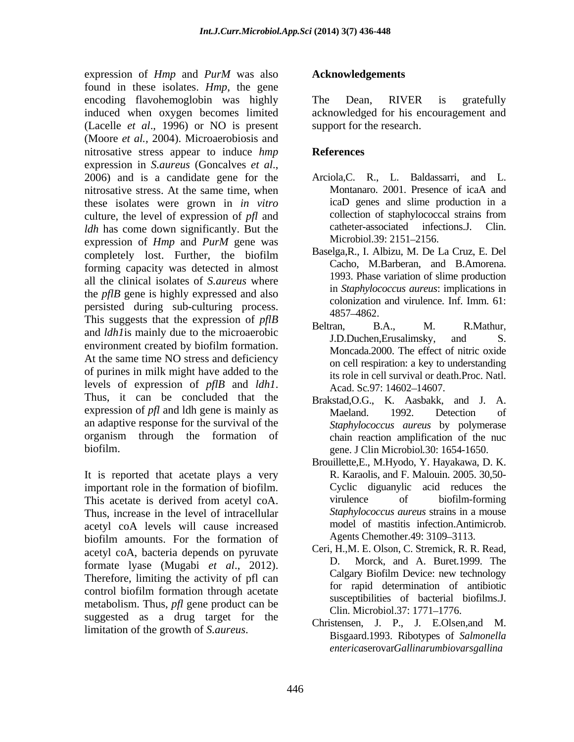expression of *Hmp* and *PurM* was also found in these isolates. *Hmp*, the gene encoding flavohemoglobin was highly induced when oxygen becomes limited (Lacelle *et al*., 1996) or NO is present (Moore *et al.,* 2004). Microaerobiosis and nitrosative stress appear to induce *hmp* expression in *S.aureus* (Goncalves *et al*., 2006) and is a candidate gene for the nitrosative stress. At the same time, when these isolates were grown in *in vitro* culture, the level of expression of *pfl* and *ldh* has come down significantly. But the expression of *Hmp* and *PurM* gene was completely lost. Further, the biofilm forming capacity was detected in almost all the clinical isolates of *S.aureus* where the *pflB* gene is highly expressed and also persisted during sub-culturing process. This suggests that the expression of *pflB* and *ldh1*is mainly due to the microaerobic environment created by biofilm formation. At the same time NO stress and deficiency of purines in milk might have added to the levels of expression of *pflB* and *ldh1*. Thus, it can be concluded that the expression of *pfl* and ldh gene is mainly as an adaptive response for the survival of the organism through the formation of biofilm.

It is reported that acetate plays a very important role in the formation of biofilm. This acetate is derived from acetyl coA. Thus, increase in the level of intracellular acetyl coA levels will cause increased biofilm amounts. For the formation of acetyl coA, bacteria depends on pyruvate formate lyase (Mugabi *et al*., 2012). Therefore, limiting the activity of pfl can control biofilm formation through acetate metabolism. Thus, *pfl* gene product can be suggested as a drug target for the limitation of the growth of *S.aureus*.

## Acknowledgements

The Dean, RIVER is gratefully acknowledged for his encouragement and support for the research.

## References

Arciola,C. R., L. Baldassarri, and L. Montanaro. 2001. Presence of icaA and icaD genes and slime production in a collection of staphylococcal strains from catheter-associated infections.J. Clin. Microbiol.39: 2151–2156.

Baselga,R., I. Albizu, M. De La Cruz, E. Del Cacho, M.Barberan, and B.Amorena. 1993. Phase variation of slime production in *Staphylococcus aureus*: implications in colonization and virulence. Inf. Imm. 61: 4857–4862.

Beltran, B.A., M. R.Mathur, J.D.Duchen,Erusalimsky, and S. Moncada.2000. The effect of nitric oxide on cell respiration: a key to understanding its role in cell survival or death.Proc. Natl. Acad. Sc.97: 14602–14607.

Brakstad,O.G., K. Aasbakk, and J. A. Maeland. 1992. Detection of *Staphylococcus aureus* by polymerase chain reaction amplification of the nuc gene. J Clin Microbiol.30: 1654-1650.

Brouillette,E., M.Hyodo, Y. Hayakawa, D. K. R. Karaolis, and F. Malouin. 2005. 30,50-Cyclic diguanylic acid reduces the virulence of biofilm-forming *Staphylococcus aureus* strains in a mouse model of mastitis infection.Antimicrob. Agents Chemother.49: 3109–3113.

Ceri, H.,M. E. Olson, C. Stremick, R. R. Read, D. Morck, and A. Buret.1999. The Calgary Biofilm Device: new technology for rapid determination of antibiotic susceptibilities of bacterial biofilms.J. Clin. Microbiol.37: 1771–1776.

Christensen, J. P., J. E.Olsen,and M. Bisgaard.1993. Ribotypes of *Salmonella enterica*serovar*Gallinarumbiovarsgallina*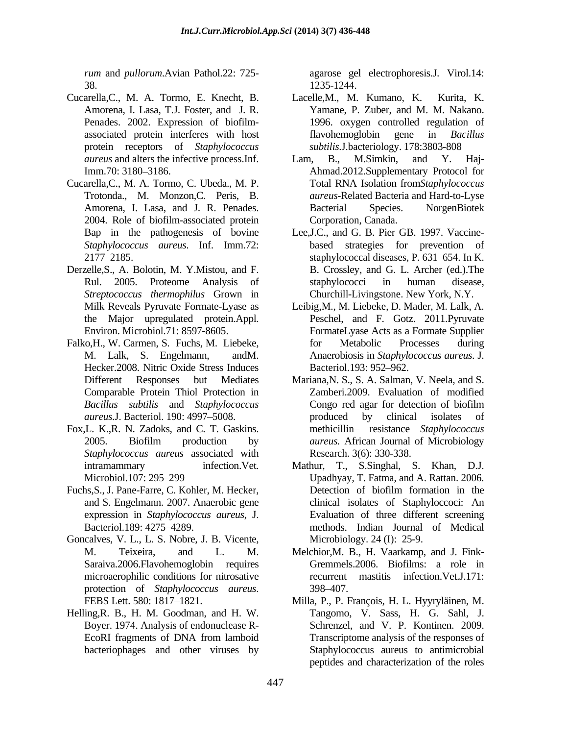*rum* and *pullorum*.Avian Pathol.22: 725-38.

Cucarella,C., M. A. Tormo, E. Knecht, B. Amorena, I. Lasa, T.J. Foster, and J. R. Penades. 2002. Expression of biofilm-associated protein interferes with host protein receptors of *Staphylococcus aureus* and alters the infective process.Inf. Imm.70: 3180–3186.

Cucarella,C., M. A. Tormo, C. Ubeda., M. P. Trotonda., M. Monzon,C. Peris, B. Amorena, I. Lasa, and J. R. Penades. 2004. Role of biofilm-associated protein Bap in the pathogenesis of bovine *Staphylococcus aureus*. Inf. Imm.72: 2177–2185.

Derzelle,S., A. Bolotin, M. Y.Mistou, and F. Rul. 2005. Proteome Analysis of *Streptococcus thermophilus* Grown in Milk Reveals Pyruvate Formate-Lyase as the Major upregulated protein.Appl. Environ. Microbiol.71: 8597-8605.

Falko,H., W. Carmen, S. Fuchs, M. Liebeke, M. Lalk, S. Engelmann, andM. Hecker.2008. Nitric Oxide Stress Induces Different Responses but Mediates Comparable Protein Thiol Protection in *Bacillus subtilis* and *Staphylococcus aureus*.J. Bacteriol. 190: 4997–5008.

Fox,L. K.,R. N. Zadoks, and C. T. Gaskins. 2005. Biofilm production by *Staphylococcus aureus* associated with intramammary infection.Vet. Microbiol.107: 295–299

Fuchs,S., J. Pane-Farre, C. Kohler, M. Hecker, and S. Engelmann. 2007. Anaerobic gene expression in *Staphylococcus aureus*, J. Bacteriol.189: 4275–4289.

Goncalves, V. L., L. S. Nobre, J. B. Vicente, M. Teixeira, and L. M. Saraiva.2006.Flavohemoglobin requires microaerophilic conditions for nitrosative protection of *Staphylococcus aureus*. FEBS Lett. 580: 1817–1821.

Helling,R. B., H. M. Goodman, and H. W. Boyer. 1974. Analysis of endonuclease R-EcoRI fragments of DNA from lamboid bacteriophages and other viruses by agarose gel electrophoresis.J. Virol.14: 1235-1244.

Lacelle,M., M. Kumano, K. Kurita, K. Yamane, P. Zuber, and M. M. Nakano. 1996. oxygen controlled regulation of flavohemoglobin gene in *Bacillus subtilis*.J.bacteriology. 178:3803-808

Lam, B., M.Simkin, and Y. Haj-Ahmad.2012.Supplementary Protocol for Total RNA Isolation from*Staphylococcus aureus*-Related Bacteria and Hard-to-Lyse Bacterial Species. NorgenBiotek Corporation, Canada.

Lee,J.C., and G. B. Pier GB. 1997. Vaccine-based strategies for prevention of staphylococcal diseases, P. 631–654. In K. B. Crossley, and G. L. Archer (ed.).The staphylococci in human disease, Churchill-Livingstone. New York, N.Y.

Leibig,M., M. Liebeke, D. Mader, M. Lalk, A. Peschel, and F. Gotz. 2011.Pyruvate FormateLyase Acts as a Formate Supplier for Metabolic Processes during Anaerobiosis in *Staphylococcus aureus*. J. Bacteriol.193: 952–962.

Mariana,N. S., S. A. Salman, V. Neela, and S. Zamberi.2009. Evaluation of modified Congo red agar for detection of biofilm produced by clinical isolates of methicillin– resistance *Staphylococcus aureus.* African Journal of Microbiology Research. 3(6): 330-338.

Mathur, T., S.Singhal, S. Khan, D.J. Upadhyay, T. Fatma, and A. Rattan. 2006. Detection of biofilm formation in the clinical isolates of Staphyloccoci: An Evaluation of three different screening methods. Indian Journal of Medical Microbiology. 24 (I): 25-9.

Melchior,M. B., H. Vaarkamp, and J. Fink-Gremmels.2006. Biofilms: a role in recurrent mastitis infection.Vet.J.171: 398–407.

Milla, P., P. François, H. L. Hyyryläinen, M. Tangomo, V. Sass, H. G. Sahl, J. Schrenzel, and V. P. Kontinen. 2009. Transcriptome analysis of the responses of Staphylococcus aureus to antimicrobial peptides and characterization of the roles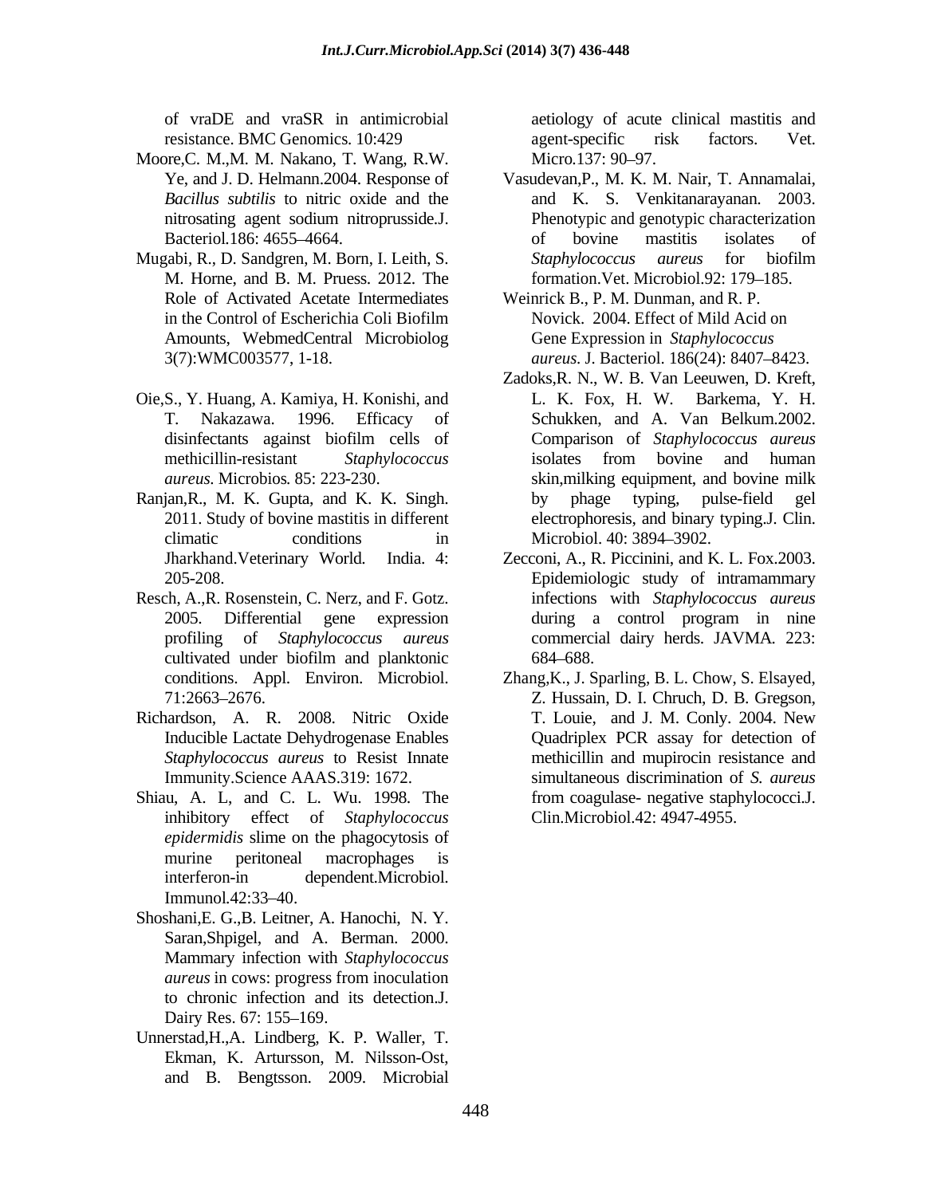of vraDE and vraSR in antimicrobial resistance. BMC Genomics. 10:429

Moore,C. M.,M. M. Nakano, T. Wang, R.W. Ye, and J. D. Helmann.2004. Response of *Bacillus subtilis* to nitric oxide and the nitrosating agent sodium nitroprusside.J. Bacteriol.186: 4655–4664.

Mugabi, R., D. Sandgren, M. Born, I. Leith, S. M. Horne, and B. M. Pruess. 2012. The Role of Activated Acetate Intermediates in the Control of Escherichia Coli Biofilm Amounts, WebmedCentral Microbiolog 3(7):WMC003577, 1-18.

Oie,S., Y. Huang, A. Kamiya, H. Konishi, and T. Nakazawa. 1996. Efficacy of disinfectants against biofilm cells of methicillin-resistant *Staphylococcus aureus*. Microbios. 85: 223-230.

Ranjan,R., M. K. Gupta, and K. K. Singh. 2011. Study of bovine mastitis in different climatic conditions in Jharkhand.Veterinary World. India. 4: 205-208.

Resch, A.,R. Rosenstein, C. Nerz, and F. Gotz. 2005. Differential gene expression profiling of *Staphylococcus aureus* cultivated under biofilm and planktonic conditions. Appl. Environ. Microbiol. 71:2663–2676.

Richardson, A. R. 2008. Nitric Oxide Inducible Lactate Dehydrogenase Enables *Staphylococcus aureus* to Resist Innate Immunity.Science AAAS.319: 1672.

Shiau, A. L, and C. L. Wu. 1998. The inhibitory effect of *Staphylococcus epidermidis* slime on the phagocytosis of murine peritoneal macrophages is interferon-in dependent.Microbiol. Immunol.42:33–40.

Shoshani,E. G.,B. Leitner, A. Hanochi, N. Y. Saran,Shpigel, and A. Berman. 2000. Mammary infection with *Staphylococcus aureus* in cows: progress from inoculation to chronic infection and its detection.J. Dairy Res. 67: 155–169.

Unnerstad,H.,A. Lindberg, K. P. Waller, T. Ekman, K. Artursson, M. Nilsson-Ost, and B. Bengtsson. 2009. Microbial aetiology of acute clinical mastitis and agent-specific risk factors. Vet. Micro.137: 90–97.

Vasudevan,P., M. K. M. Nair, T. Annamalai, and K. S. Venkitanarayanan. 2003. Phenotypic and genotypic characterization of bovine mastitis isolates of *Staphylococcus aureus* for biofilm formation.Vet. Microbiol.92: 179–185.

Weinrick B., P. M. Dunman, and R. P. Novick. 2004. Effect of Mild Acid on Gene Expression in *Staphylococcus aureus*. J. Bacteriol. 186(24): 8407–8423.

Zadoks,R. N., W. B. Van Leeuwen, D. Kreft, L. K. Fox, H. W. Barkema, Y. H. Schukken, and A. Van Belkum.2002. Comparison of *Staphylococcus aureus* isolates from bovine and human skin,milking equipment, and bovine milk by phage typing, pulse-field gel electrophoresis, and binary typing.J. Clin. Microbiol. 40: 3894–3902.

Zecconi, A., R. Piccinini, and K. L. Fox.2003. Epidemiologic study of intramammary infections with *Staphylococcus aureus* during a control program in nine commercial dairy herds. JAVMA. 223: 684–688.

Zhang,K., J. Sparling, B. L. Chow, S. Elsayed, Z. Hussain, D. I. Chruch, D. B. Gregson, T. Louie, and J. M. Conly. 2004. New Quadriplex PCR assay for detection of methicillin and mupirocin resistance and simultaneous discrimination of *S. aureus* from coagulase- negative staphylococci.J. Clin.Microbiol.42: 4947-4955.